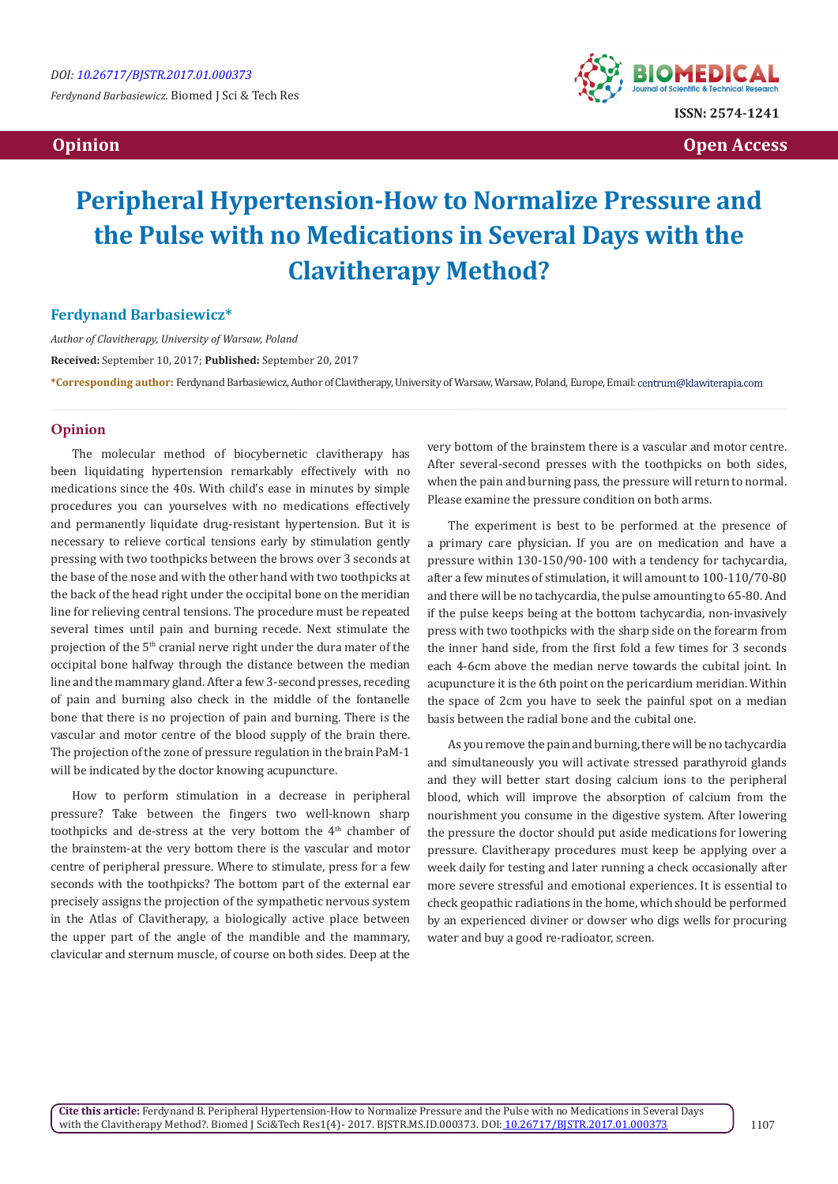# Peripheral Hypertension-How to Normalize Pressure and the Pulse with no Medications in Several Days with the Clavitherapy Method?

**Ferdynand Barbasiewicz***

*Author of Clavitherapy, University of Warsaw, Poland*

**Received:** September 10, 2017; **Published:** September 20, 2017

***Corresponding author:** Ferdynand Barbasiewicz, Author of Clavitherapy, University of Warsaw, Warsaw, Poland, Europe, Email: centrum@klawiterapia.com

## Opinion

The molecular method of biocybernetic clavitherapy has been liquidating hypertension remarkably effectively with no medications since the 40s. With child's ease in minutes by simple procedures you can yourselves with no medications effectively and permanently liquidate drug-resistant hypertension. But it is necessary to relieve cortical tensions early by stimulation gently pressing with two toothpicks between the brows over 3 seconds at the base of the nose and with the other hand with two toothpicks at the back of the head right under the occipital bone on the meridian line for relieving central tensions. The procedure must be repeated several times until pain and burning recede. Next stimulate the projection of the 5th cranial nerve right under the dura mater of the occipital bone halfway through the distance between the median line and the mammary gland. After a few 3-second presses, receding of pain and burning also check in the middle of the fontanelle bone that there is no projection of pain and burning. There is the vascular and motor centre of the blood supply of the brain there. The projection of the zone of pressure regulation in the brain PaM-1 will be indicated by the doctor knowing acupuncture.

How to perform stimulation in a decrease in peripheral pressure? Take between the fingers two well-known sharp toothpicks and de-stress at the very bottom the 4th chamber of the brainstem-at the very bottom there is the vascular and motor centre of peripheral pressure. Where to stimulate, press for a few seconds with the toothpicks? The bottom part of the external ear precisely assigns the projection of the sympathetic nervous system in the Atlas of Clavitherapy, a biologically active place between the upper part of the angle of the mandible and the mammary, clavicular and sternum muscle, of course on both sides. Deep at the very bottom of the brainstem there is a vascular and motor centre. After several-second presses with the toothpicks on both sides, when the pain and burning pass, the pressure will return to normal. Please examine the pressure condition on both arms.

The experiment is best to be performed at the presence of a primary care physician. If you are on medication and have a pressure within 130-150/90-100 with a tendency for tachycardia, after a few minutes of stimulation, it will amount to 100-110/70-80 and there will be no tachycardia, the pulse amounting to 65-80. And if the pulse keeps being at the bottom tachycardia, non-invasively press with two toothpicks with the sharp side on the forearm from the inner hand side, from the first fold a few times for 3 seconds each 4-6cm above the median nerve towards the cubital joint. In acupuncture it is the 6th point on the pericardium meridian. Within the space of 2cm you have to seek the painful spot on a median basis between the radial bone and the cubital one.

As you remove the pain and burning, there will be no tachycardia and simultaneously you will activate stressed parathyroid glands and they will better start dosing calcium ions to the peripheral blood, which will improve the absorption of calcium from the nourishment you consume in the digestive system. After lowering the pressure the doctor should put aside medications for lowering pressure. Clavitherapy procedures must keep be applying over a week daily for testing and later running a check occasionally after more severe stressful and emotional experiences. It is essential to check geopathic radiations in the home, which should be performed by an experienced diviner or dowser who digs wells for procuring water and buy a good re-radioator, screen.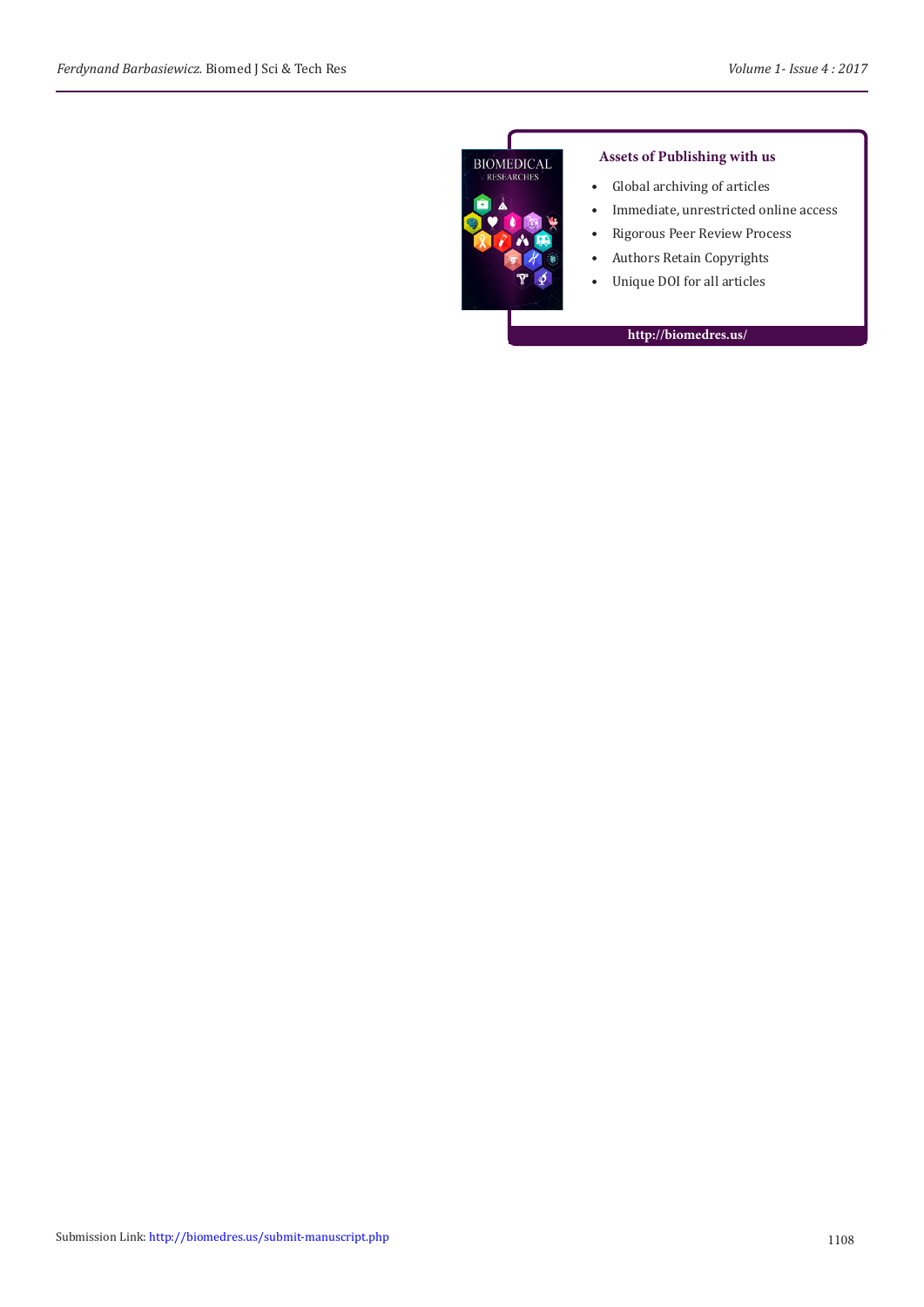BIOMEDICAL RESEARCHES

### Assets of Publishing with us

- Global archiving of articles
- Immediate, unrestricted online access
- Rigorous Peer Review Process
- Authors Retain Copyrights
- Unique DOI for all articles

**http://biomedres.us/**

Submission Link: http://biomedres.us/submit-manuscript.php